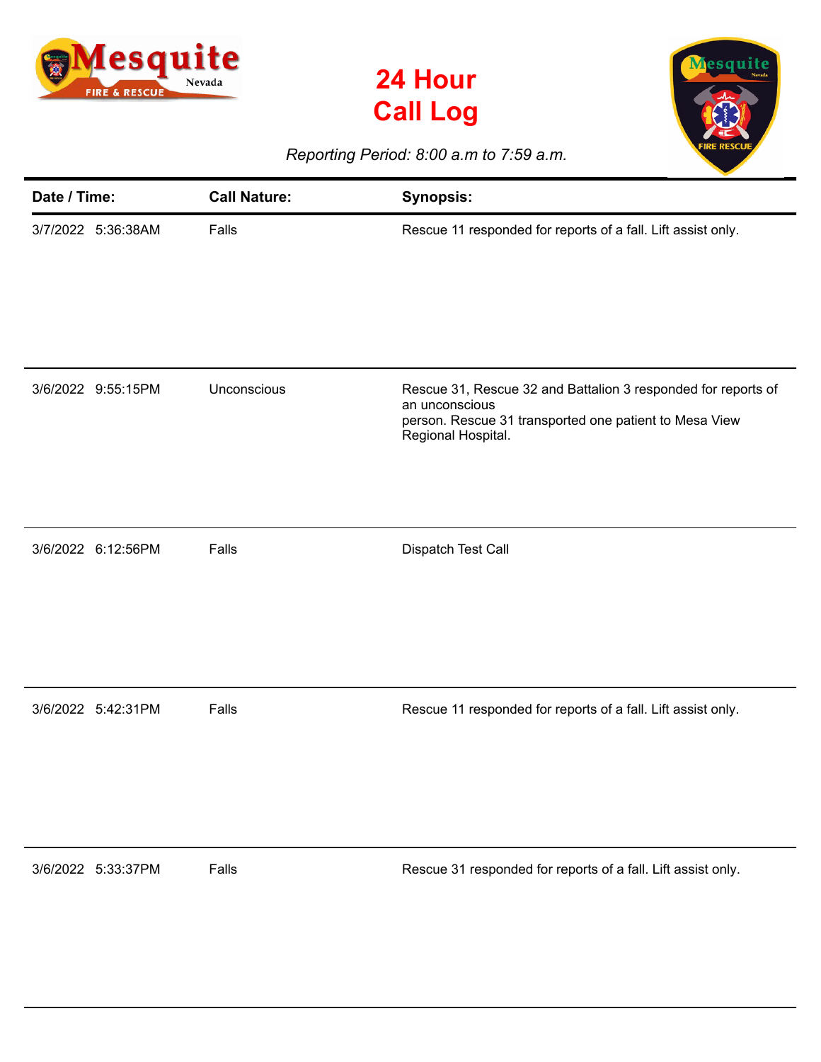# 24 Hour Call Log

*Reporting Period: 8:00 a.m to 7:59 a.m.*

| Date / Time: | Call Nature: | Synopsis: |
|---|---|---|
| 3/7/2022 5:36:38AM | Falls | Rescue 11 responded for reports of a fall. Lift assist only. |
| 3/6/2022 9:55:15PM | Unconscious | Rescue 31, Rescue 32 and Battalion 3 responded for reports of an unconscious person. Rescue 31 transported one patient to Mesa View Regional Hospital. |
| 3/6/2022 6:12:56PM | Falls | Dispatch Test Call |
| 3/6/2022 5:42:31PM | Falls | Rescue 11 responded for reports of a fall. Lift assist only. |
| 3/6/2022 5:33:37PM | Falls | Rescue 31 responded for reports of a fall. Lift assist only. |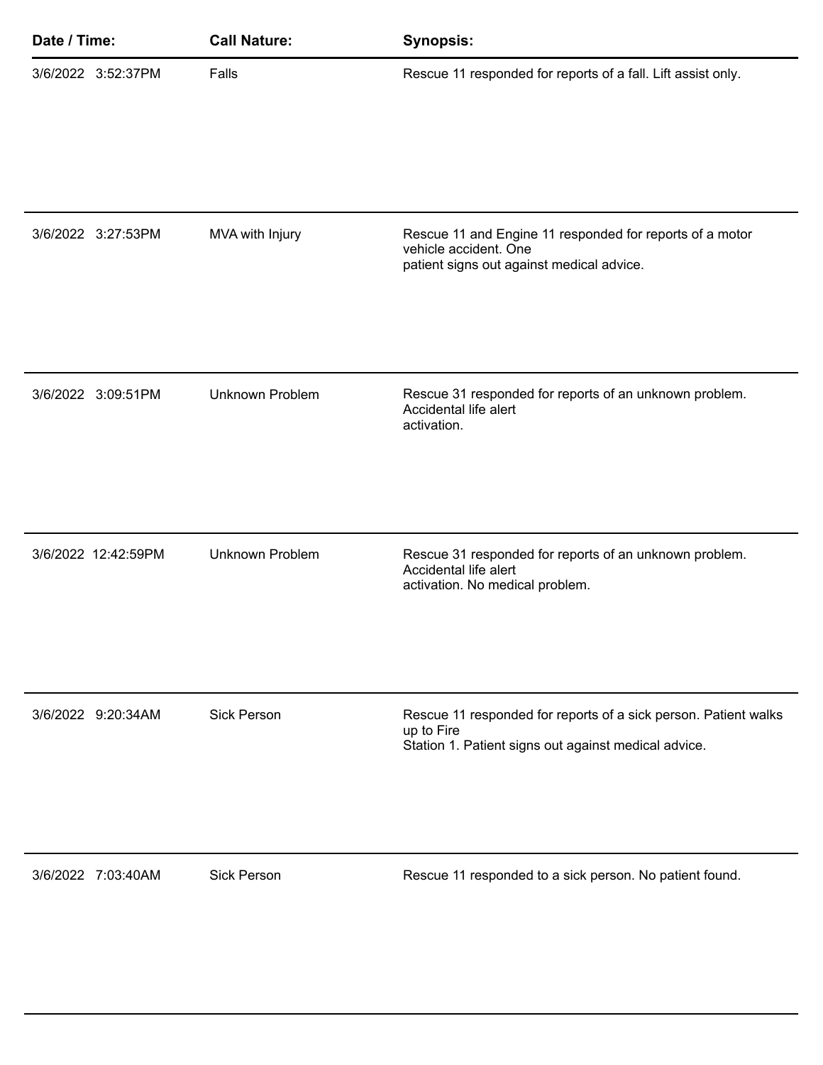| Date / Time: | Call Nature: | Synopsis: |
| --- | --- | --- |
| 3/6/2022 3:52:37PM | Falls | Rescue 11 responded for reports of a fall. Lift assist only. |
| 3/6/2022 3:27:53PM | MVA with Injury | Rescue 11 and Engine 11 responded for reports of a motor vehicle accident. One patient signs out against medical advice. |
| 3/6/2022 3:09:51PM | Unknown Problem | Rescue 31 responded for reports of an unknown problem. Accidental life alert activation. |
| 3/6/2022 12:42:59PM | Unknown Problem | Rescue 31 responded for reports of an unknown problem. Accidental life alert activation. No medical problem. |
| 3/6/2022 9:20:34AM | Sick Person | Rescue 11 responded for reports of a sick person. Patient walks up to Fire Station 1. Patient signs out against medical advice. |
| 3/6/2022 7:03:40AM | Sick Person | Rescue 11 responded to a sick person. No patient found. |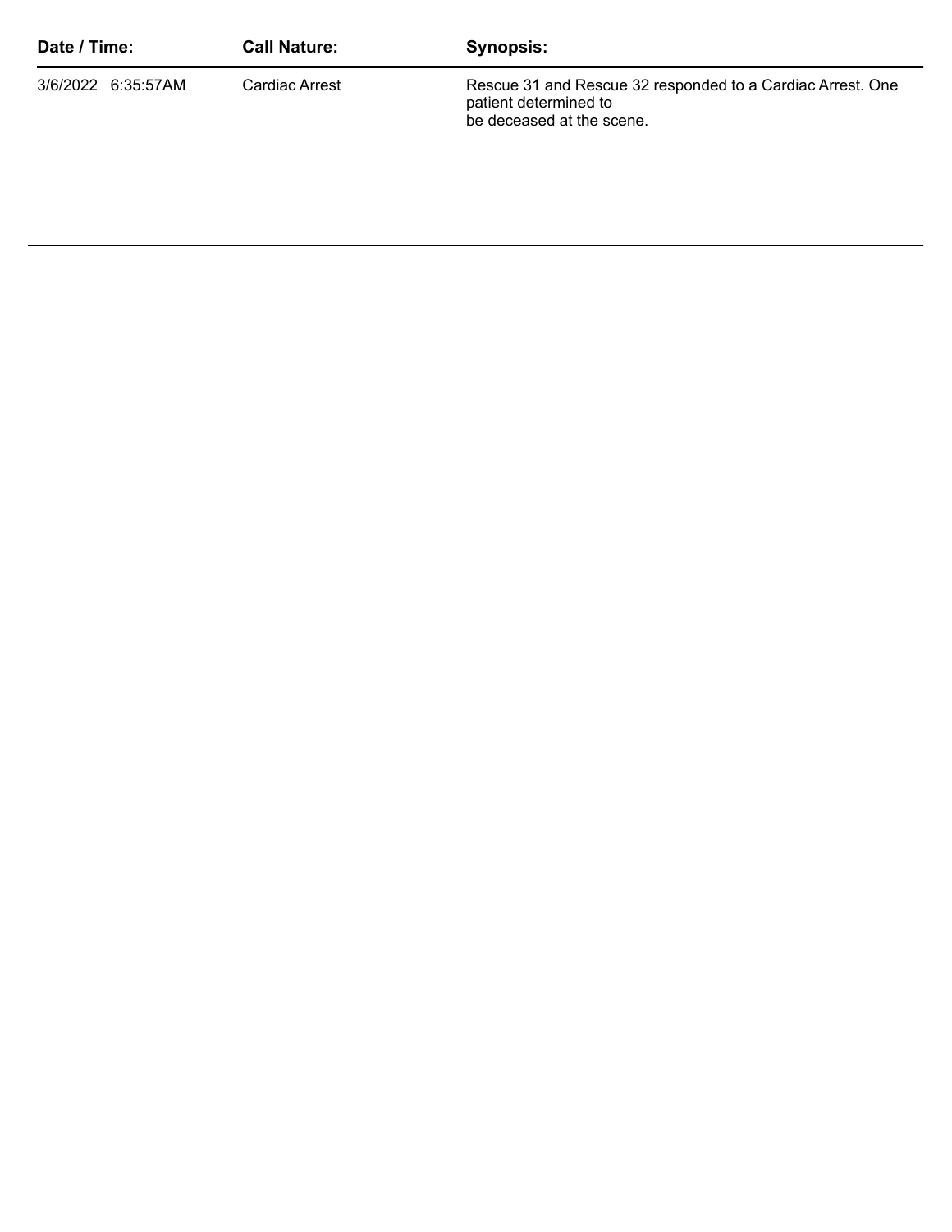| Date / Time: | Call Nature: | Synopsis: |
| --- | --- | --- |
| 3/6/2022 6:35:57AM | Cardiac Arrest | Rescue 31 and Rescue 32 responded to a Cardiac Arrest. One patient determined to be deceased at the scene. |